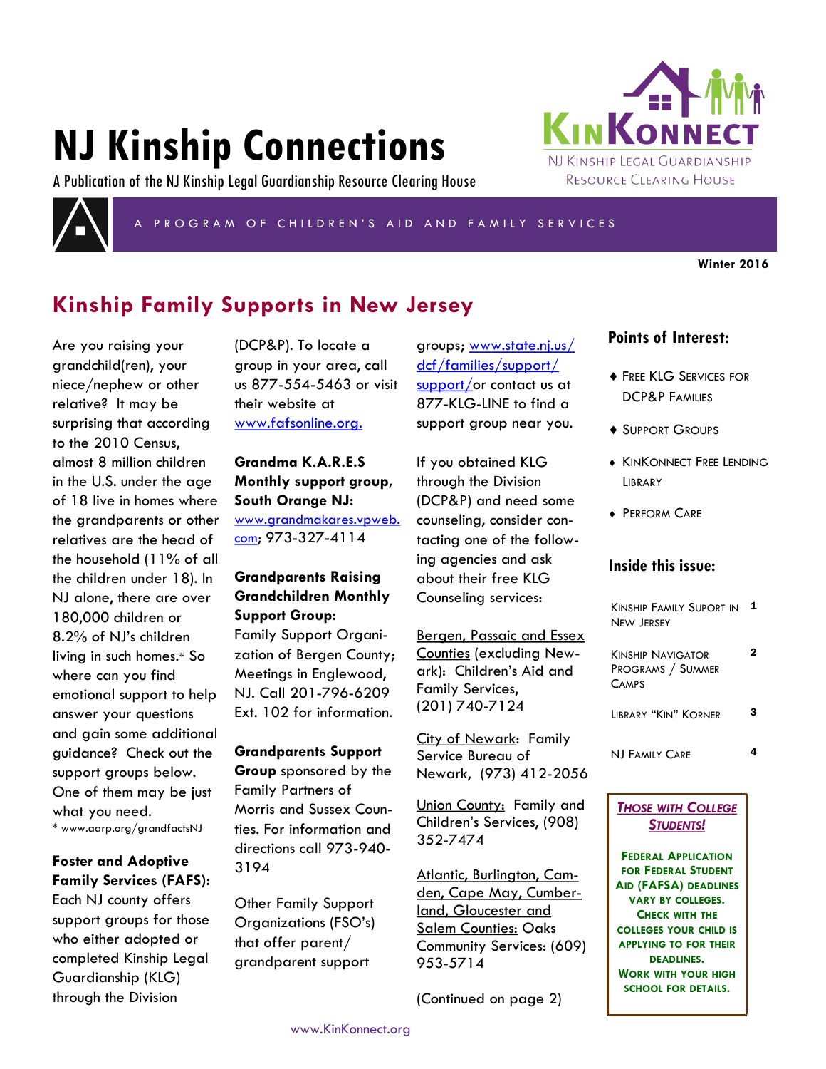# NJ Kinship Connections

A Publication of the NJ Kinship Legal Guardianship Resource Clearing House

KinKonnect
NJ Kinship Legal Guardianship Resource Clearing House

A PROGRAM OF CHILDREN'S AID AND FAMILY SERVICES

**Winter 2016**

## Kinship Family Supports in New Jersey

Are you raising your grandchild(ren), your niece/nephew or other relative? It may be surprising that according to the 2010 Census, almost 8 million children in the U.S. under the age of 18 live in homes where the grandparents or other relatives are the head of the household (11% of all the children under 18). In NJ alone, there are over 180,000 children or 8.2% of NJ's children living in such homes.* So where can you find emotional support to help answer your questions and gain some additional guidance? Check out the support groups below. One of them may be just what you need.

* www.aarp.org/grandfactsNJ

**Foster and Adoptive Family Services (FAFS):** Each NJ county offers support groups for those who either adopted or completed Kinship Legal Guardianship (KLG) through the Division (DCP&P). To locate a group in your area, call us 877-554-5463 or visit their website at www.fafsonline.org.

**Grandma K.A.R.E.S Monthly support group, South Orange NJ:** www.grandmakares.vpweb.com; 973-327-4114

**Grandparents Raising Grandchildren Monthly Support Group:** Family Support Organization of Bergen County; Meetings in Englewood, NJ. Call 201-796-6209 Ext. 102 for information.

**Grandparents Support Group** sponsored by the Family Partners of Morris and Sussex Counties. For information and directions call 973-940-3194

Other Family Support Organizations (FSO's) that offer parent/grandparent support groups; www.state.nj.us/dcf/families/support/support/or contact us at 877-KLG-LINE to find a support group near you.

If you obtained KLG through the Division (DCP&P) and need some counseling, consider contacting one of the following agencies and ask about their free KLG Counseling services:

Bergen, Passaic and Essex Counties (excluding Newark): Children's Aid and Family Services, (201) 740-7124

City of Newark: Family Service Bureau of Newark, (973) 412-2056

Union County: Family and Children's Services, (908) 352-7474

Atlantic, Burlington, Camden, Cape May, Cumberland, Gloucester and Salem Counties: Oaks Community Services: (609) 953-5714

(Continued on page 2)

### Points of Interest:

- Free KLG Services for DCP&P Families
- Support Groups
- KinKonnect Free Lending Library
- Perform Care

### Inside this issue:

| | |
|---|---|
| Kinship Family Suport in New Jersey | 1 |
| Kinship Navigator Programs / Summer Camps | 2 |
| Library "Kin" Korner | 3 |
| NJ Family Care | 4 |

***Those with College Students!***

**Federal Application for Federal Student Aid (FAFSA) deadlines vary by colleges. Check with the colleges your child is applying to for their deadlines. Work with your high school for details.**

www.KinKonnect.org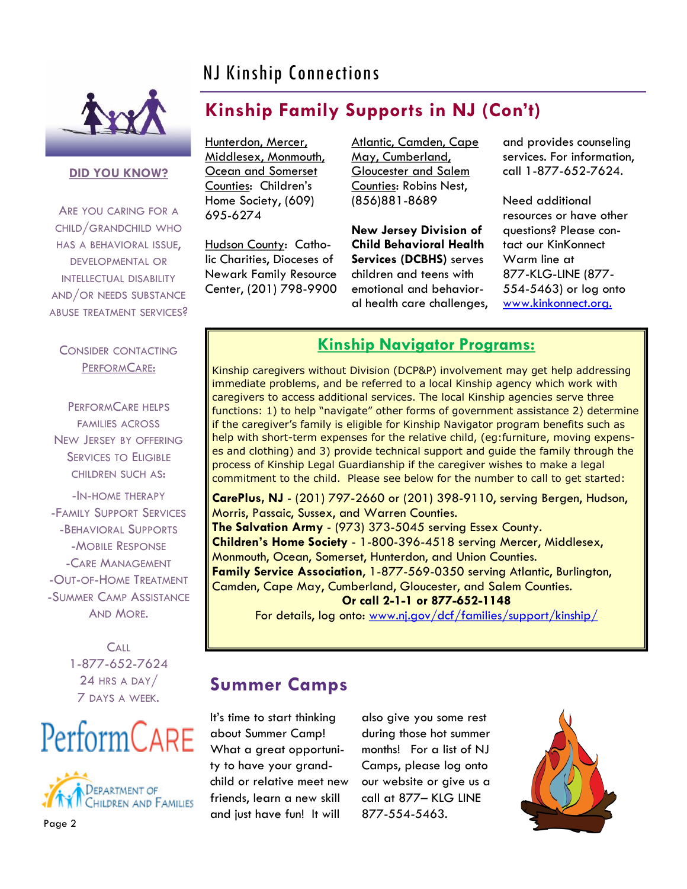## Kinship Family Supports in NJ (Con't)

Hunterdon, Mercer, Middlesex, Monmouth, Ocean and Somerset Counties: Children's Home Society, (609) 695-6274

Hudson County: Catholic Charities, Dioceses of Newark Family Resource Center, (201) 798-9900

Atlantic, Camden, Cape May, Cumberland, Gloucester and Salem Counties: Robins Nest, (856)881-8689

**New Jersey Division of Child Behavioral Health Services (DCBHS)** serves children and teens with emotional and behavioral health care challenges, and provides counseling services. For information, call 1-877-652-7624.

Need additional resources or have other questions? Please contact our KinKonnect Warm line at 877-KLG-LINE (877-554-5463) or log onto www.kinkonnect.org.

### Kinship Navigator Programs:

Kinship caregivers without Division (DCP&P) involvement may get help addressing immediate problems, and be referred to a local Kinship agency which work with caregivers to access additional services. The local Kinship agencies serve three functions: 1) to help "navigate" other forms of government assistance 2) determine if the caregiver's family is eligible for Kinship Navigator program benefits such as help with short-term expenses for the relative child, (eg:furniture, moving expenses and clothing) and 3) provide technical support and guide the family through the process of Kinship Legal Guardianship if the caregiver wishes to make a legal commitment to the child. Please see below for the number to call to get started:

**CarePlus, NJ** - (201) 797-2660 or (201) 398-9110, serving Bergen, Hudson, Morris, Passaic, Sussex, and Warren Counties.
**The Salvation Army** - (973) 373-5045 serving Essex County.
**Children's Home Society** - 1-800-396-4518 serving Mercer, Middlesex, Monmouth, Ocean, Somerset, Hunterdon, and Union Counties.
**Family Service Association**, 1-877-569-0350 serving Atlantic, Burlington, Camden, Cape May, Cumberland, Gloucester, and Salem Counties.

**Or call 2-1-1 or 877-652-1148**

For details, log onto: www.nj.gov/dcf/families/support/kinship/

## Summer Camps

It's time to start thinking about Summer Camp! What a great opportunity to have your grandchild or relative meet new friends, learn a new skill and just have fun! It will also give you some rest during those hot summer months! For a list of NJ Camps, please log onto our website or give us a call at 877– KLG LINE 877-554-5463.

---

**DID YOU KNOW?**

Are you caring for a child/grandchild who has a behavioral issue, developmental or intellectual disability and/or needs substance abuse treatment services?

Consider contacting PerformCare:

PerformCare helps families across New Jersey by offering services to eligible children such as:

- In-Home Therapy
- Family Support Services
- Behavioral Supports
- Mobile Response
- Care Management
- Out-of-Home Treatment
- Summer Camp Assistance

And More.

Call 1-877-652-7624 24 hrs a day/ 7 days a week.

PerformCARE

Department of Children and Families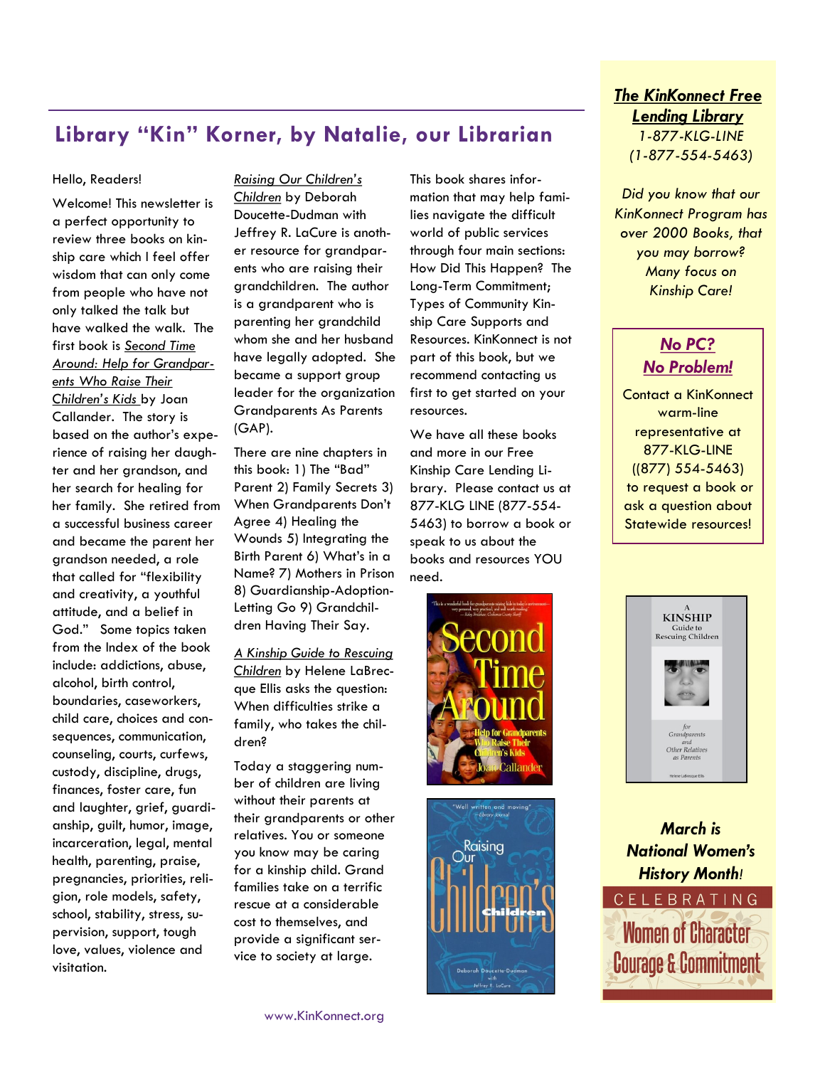## Library "Kin" Korner, by Natalie, our Librarian

Hello, Readers!

Welcome! This newsletter is a perfect opportunity to review three books on kinship care which I feel offer wisdom that can only come from people who have not only talked the talk but have walked the walk. The first book is *Second Time Around: Help for Grandparents Who Raise Their Children's Kids* by Joan Callander. The story is based on the author's experience of raising her daughter and her grandson, and her search for healing for her family. She retired from a successful business career and became the parent her grandson needed, a role that called for "flexibility and creativity, a youthful attitude, and a belief in God." Some topics taken from the Index of the book include: addictions, abuse, alcohol, birth control, boundaries, caseworkers, child care, choices and consequences, communication, counseling, courts, curfews, custody, discipline, drugs, finances, foster care, fun and laughter, grief, guardianship, guilt, humor, image, incarceration, legal, mental health, parenting, praise, pregnancies, priorities, religion, role models, safety, school, stability, stress, supervision, support, tough love, values, violence and visitation.

*Raising Our Children's Children* by Deborah Doucette-Dudman with Jeffrey R. LaCure is another resource for grandparents who are raising their grandchildren. The author is a grandparent who is parenting her grandchild whom she and her husband have legally adopted. She became a support group leader for the organization Grandparents As Parents (GAP).

There are nine chapters in this book: 1) The "Bad" Parent 2) Family Secrets 3) When Grandparents Don't Agree 4) Healing the Wounds 5) Integrating the Birth Parent 6) What's in a Name? 7) Mothers in Prison 8) Guardianship-Adoption-Letting Go 9) Grandchildren Having Their Say.

*A Kinship Guide to Rescuing Children* by Helene LaBrecque Ellis asks the question: When difficulties strike a family, who takes the children?

Today a staggering number of children are living without their parents at their grandparents or other relatives. You or someone you know may be caring for a kinship child. Grand families take on a terrific rescue at a considerable cost to themselves, and provide a significant service to society at large.

This book shares information that may help families navigate the difficult world of public services through four main sections: How Did This Happen? The Long-Term Commitment; Types of Community Kinship Care Supports and Resources. KinKonnect is not part of this book, but we recommend contacting us first to get started on your resources.

We have all these books and more in our Free Kinship Care Lending Library. Please contact us at 877-KLG LINE (877-554-5463) to borrow a book or speak to us about the books and resources YOU need.

***The KinKonnect Free Lending Library***

*1-877-KLG-LINE*
*(1-877-554-5463)*

*Did you know that our KinKonnect Program has over 2000 Books, that you may borrow? Many focus on Kinship Care!*

***No PC? No Problem!***

Contact a KinKonnect warm-line representative at 877-KLG-LINE ((877) 554-5463) to request a book or ask a question about Statewide resources!

***March is National Women's History Month!***

CELEBRATING
Women of Character Courage & Commitment

www.KinKonnect.org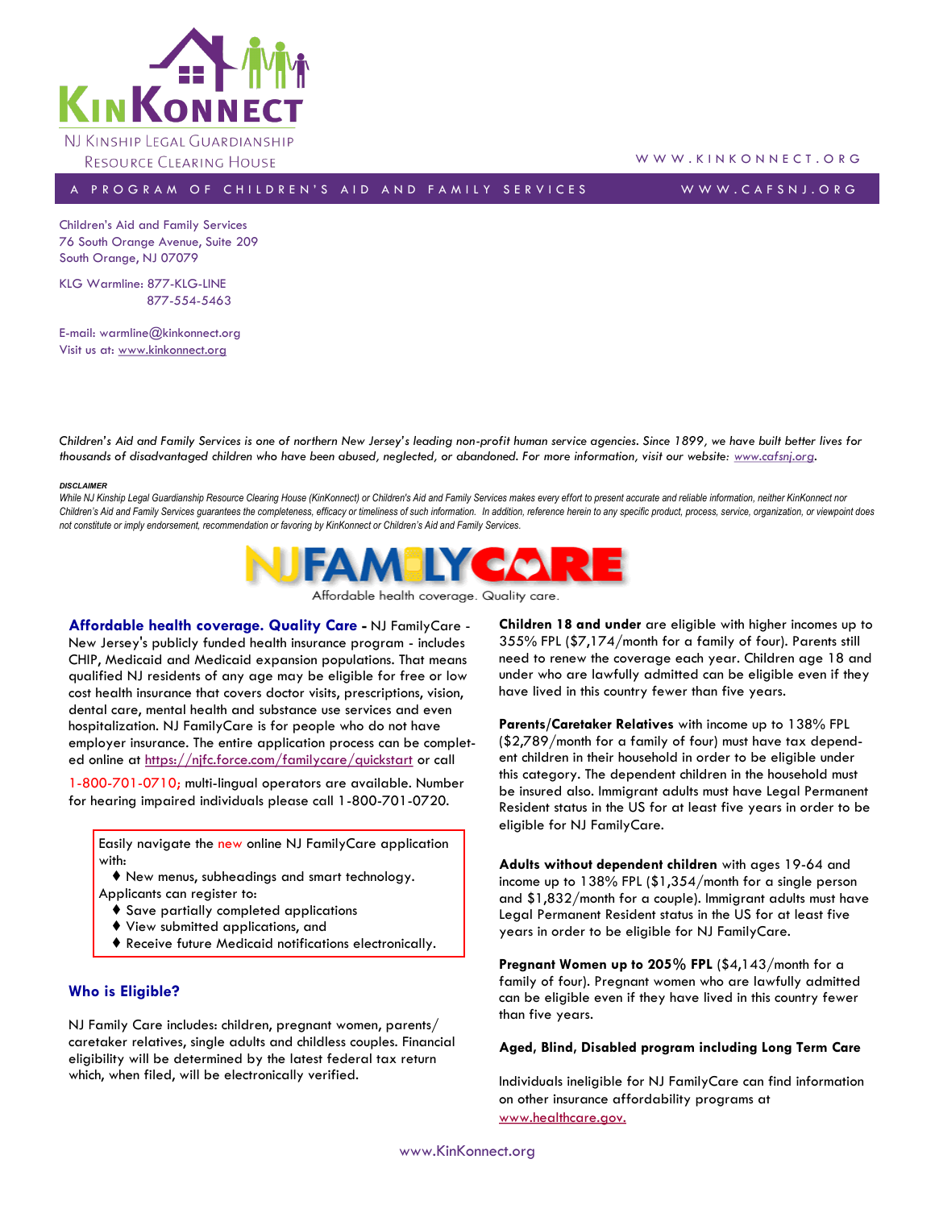KinKonnect

NJ Kinship Legal Guardianship Resource Clearing House

WWW.KINKONNECT.ORG

A PROGRAM OF CHILDREN'S AID AND FAMILY SERVICES — WWW.CAFSNJ.ORG

Children's Aid and Family Services
76 South Orange Avenue, Suite 209
South Orange, NJ 07079

KLG Warmline: 877-KLG-LINE
877-554-5463

E-mail: warmline@kinkonnect.org
Visit us at: www.kinkonnect.org

*Children's Aid and Family Services is one of northern New Jersey's leading non-profit human service agencies. Since 1899, we have built better lives for thousands of disadvantaged children who have been abused, neglected, or abandoned. For more information, visit our website: www.cafsnj.org.*

***DISCLAIMER***

*While NJ Kinship Legal Guardianship Resource Clearing House (KinKonnect) or Children's Aid and Family Services makes every effort to present accurate and reliable information, neither KinKonnect nor Children's Aid and Family Services guarantees the completeness, efficacy or timeliness of such information. In addition, reference herein to any specific product, process, service, organization, or viewpoint does not constitute or imply endorsement, recommendation or favoring by KinKonnect or Children's Aid and Family Services.*

# NJ FAMILY CARE

Affordable health coverage. Quality care.

**Affordable health coverage. Quality Care -** NJ FamilyCare - New Jersey's publicly funded health insurance program - includes CHIP, Medicaid and Medicaid expansion populations. That means qualified NJ residents of any age may be eligible for free or low cost health insurance that covers doctor visits, prescriptions, vision, dental care, mental health and substance use services and even hospitalization. NJ FamilyCare is for people who do not have employer insurance. The entire application process can be completed online at https://njfc.force.com/familycare/quickstart or call 1-800-701-0710; multi-lingual operators are available. Number for hearing impaired individuals please call 1-800-701-0720.

Easily navigate the new online NJ FamilyCare application with:

- New menus, subheadings and smart technology.

Applicants can register to:

- Save partially completed applications
- View submitted applications, and
- Receive future Medicaid notifications electronically.

## Who is Eligible?

NJ Family Care includes: children, pregnant women, parents/caretaker relatives, single adults and childless couples. Financial eligibility will be determined by the latest federal tax return which, when filed, will be electronically verified.

**Children 18 and under** are eligible with higher incomes up to 355% FPL ($7,174/month for a family of four). Parents still need to renew the coverage each year. Children age 18 and under who are lawfully admitted can be eligible even if they have lived in this country fewer than five years.

**Parents/Caretaker Relatives** with income up to 138% FPL ($2,789/month for a family of four) must have tax dependent children in their household in order to be eligible under this category. The dependent children in the household must be insured also. Immigrant adults must have Legal Permanent Resident status in the US for at least five years in order to be eligible for NJ FamilyCare.

**Adults without dependent children** with ages 19-64 and income up to 138% FPL ($1,354/month for a single person and $1,832/month for a couple). Immigrant adults must have Legal Permanent Resident status in the US for at least five years in order to be eligible for NJ FamilyCare.

**Pregnant Women up to 205% FPL** ($4,143/month for a family of four). Pregnant women who are lawfully admitted can be eligible even if they have lived in this country fewer than five years.

**Aged, Blind, Disabled program including Long Term Care**

Individuals ineligible for NJ FamilyCare can find information on other insurance affordability programs at www.healthcare.gov.

www.KinKonnect.org